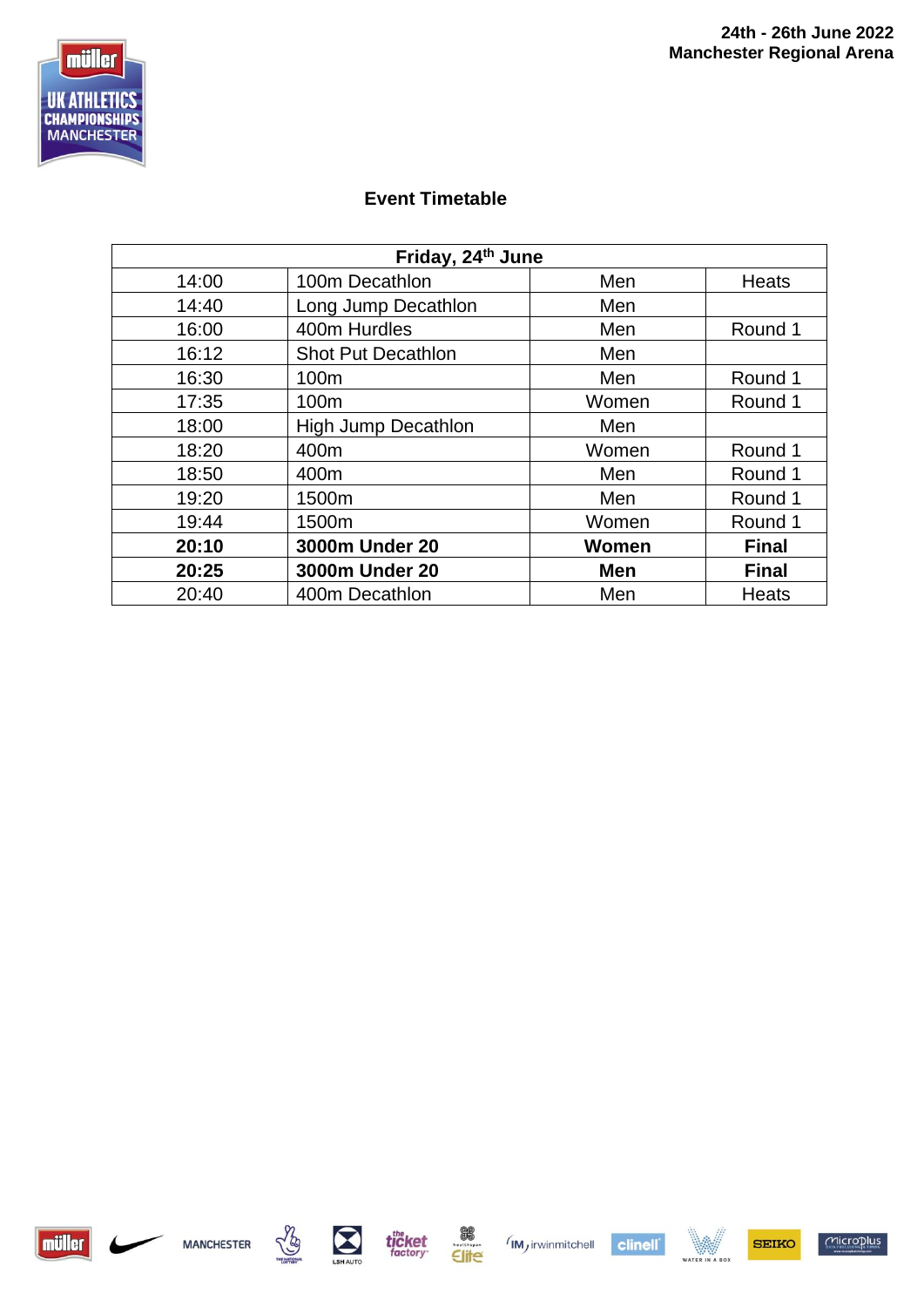24th - 26th June 2022
Manchester Regional Arena

## Event Timetable

| Friday, 24th June | | | |
|---|---|---|---|
| 14:00 | 100m Decathlon | Men | Heats |
| 14:40 | Long Jump Decathlon | Men | |
| 16:00 | 400m Hurdles | Men | Round 1 |
| 16:12 | Shot Put Decathlon | Men | |
| 16:30 | 100m | Men | Round 1 |
| 17:35 | 100m | Women | Round 1 |
| 18:00 | High Jump Decathlon | Men | |
| 18:20 | 400m | Women | Round 1 |
| 18:50 | 400m | Men | Round 1 |
| 19:20 | 1500m | Men | Round 1 |
| 19:44 | 1500m | Women | Round 1 |
| **20:10** | **3000m Under 20** | **Women** | **Final** |
| **20:25** | **3000m Under 20** | **Men** | **Final** |
| 20:40 | 400m Decathlon | Men | Heats |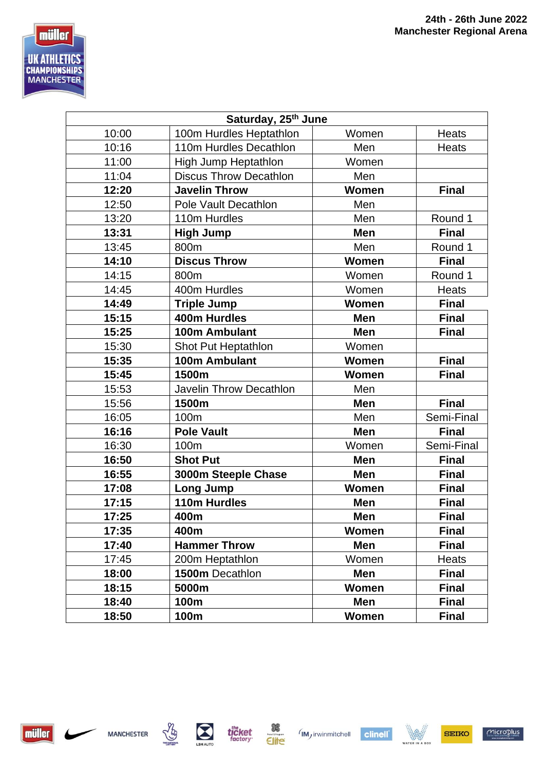**24th - 26th June 2022**
**Manchester Regional Arena**

| Saturday, 25th June | | | |
|---|---|---|---|
| 10:00 | 100m Hurdles Heptathlon | Women | Heats |
| 10:16 | 110m Hurdles Decathlon | Men | Heats |
| 11:00 | High Jump Heptathlon | Women | |
| 11:04 | Discus Throw Decathlon | Men | |
| **12:20** | **Javelin Throw** | **Women** | **Final** |
| 12:50 | Pole Vault Decathlon | Men | |
| 13:20 | 110m Hurdles | Men | Round 1 |
| **13:31** | **High Jump** | **Men** | **Final** |
| 13:45 | 800m | Men | Round 1 |
| **14:10** | **Discus Throw** | **Women** | **Final** |
| 14:15 | 800m | Women | Round 1 |
| 14:45 | 400m Hurdles | Women | Heats |
| **14:49** | **Triple Jump** | **Women** | **Final** |
| **15:15** | **400m Hurdles** | **Men** | **Final** |
| **15:25** | **100m Ambulant** | **Men** | **Final** |
| 15:30 | Shot Put Heptathlon | Women | |
| **15:35** | **100m Ambulant** | **Women** | **Final** |
| **15:45** | **1500m** | **Women** | **Final** |
| 15:53 | Javelin Throw Decathlon | Men | |
| **15:56** | **1500m** | **Men** | **Final** |
| 16:05 | 100m | Men | Semi-Final |
| **16:16** | **Pole Vault** | **Men** | **Final** |
| 16:30 | 100m | Women | Semi-Final |
| **16:50** | **Shot Put** | **Men** | **Final** |
| **16:55** | **3000m Steeple Chase** | **Men** | **Final** |
| **17:08** | **Long Jump** | **Women** | **Final** |
| **17:15** | **110m Hurdles** | **Men** | **Final** |
| **17:25** | **400m** | **Men** | **Final** |
| **17:35** | **400m** | **Women** | **Final** |
| **17:40** | **Hammer Throw** | **Men** | **Final** |
| 17:45 | 200m Heptathlon | Women | Heats |
| **18:00** | 1500m Decathlon | **Men** | **Final** |
| **18:15** | **5000m** | **Women** | **Final** |
| **18:40** | **100m** | **Men** | **Final** |
| **18:50** | **100m** | **Women** | **Final** |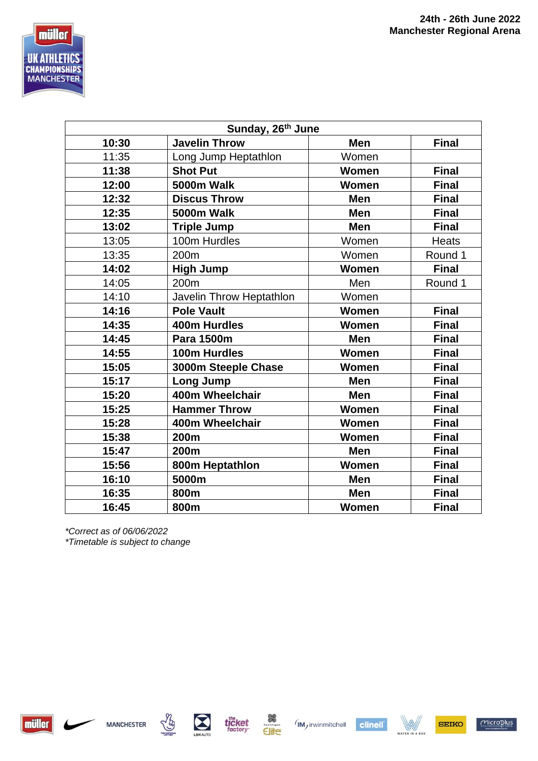**24th - 26th June 2022**
**Manchester Regional Arena**

| Sunday, 26th June | | | |
|---|---|---|---|
| **10:30** | **Javelin Throw** | **Men** | **Final** |
| 11:35 | Long Jump Heptathlon | Women | |
| **11:38** | **Shot Put** | **Women** | **Final** |
| **12:00** | **5000m Walk** | **Women** | **Final** |
| **12:32** | **Discus Throw** | **Men** | **Final** |
| **12:35** | **5000m Walk** | **Men** | **Final** |
| **13:02** | **Triple Jump** | **Men** | **Final** |
| 13:05 | 100m Hurdles | Women | Heats |
| 13:35 | 200m | Women | Round 1 |
| **14:02** | **High Jump** | **Women** | **Final** |
| 14:05 | 200m | Men | Round 1 |
| 14:10 | Javelin Throw Heptathlon | Women | |
| **14:16** | **Pole Vault** | **Women** | **Final** |
| **14:35** | **400m Hurdles** | **Women** | **Final** |
| **14:45** | **Para 1500m** | **Men** | **Final** |
| **14:55** | **100m Hurdles** | **Women** | **Final** |
| **15:05** | **3000m Steeple Chase** | **Women** | **Final** |
| **15:17** | **Long Jump** | **Men** | **Final** |
| **15:20** | **400m Wheelchair** | **Men** | **Final** |
| **15:25** | **Hammer Throw** | **Women** | **Final** |
| **15:28** | **400m Wheelchair** | **Women** | **Final** |
| **15:38** | **200m** | **Women** | **Final** |
| **15:47** | **200m** | **Men** | **Final** |
| **15:56** | **800m Heptathlon** | **Women** | **Final** |
| **16:10** | **5000m** | **Men** | **Final** |
| **16:35** | **800m** | **Men** | **Final** |
| **16:45** | **800m** | **Women** | **Final** |

*\*Correct as of 06/06/2022*
*\*Timetable is subject to change*